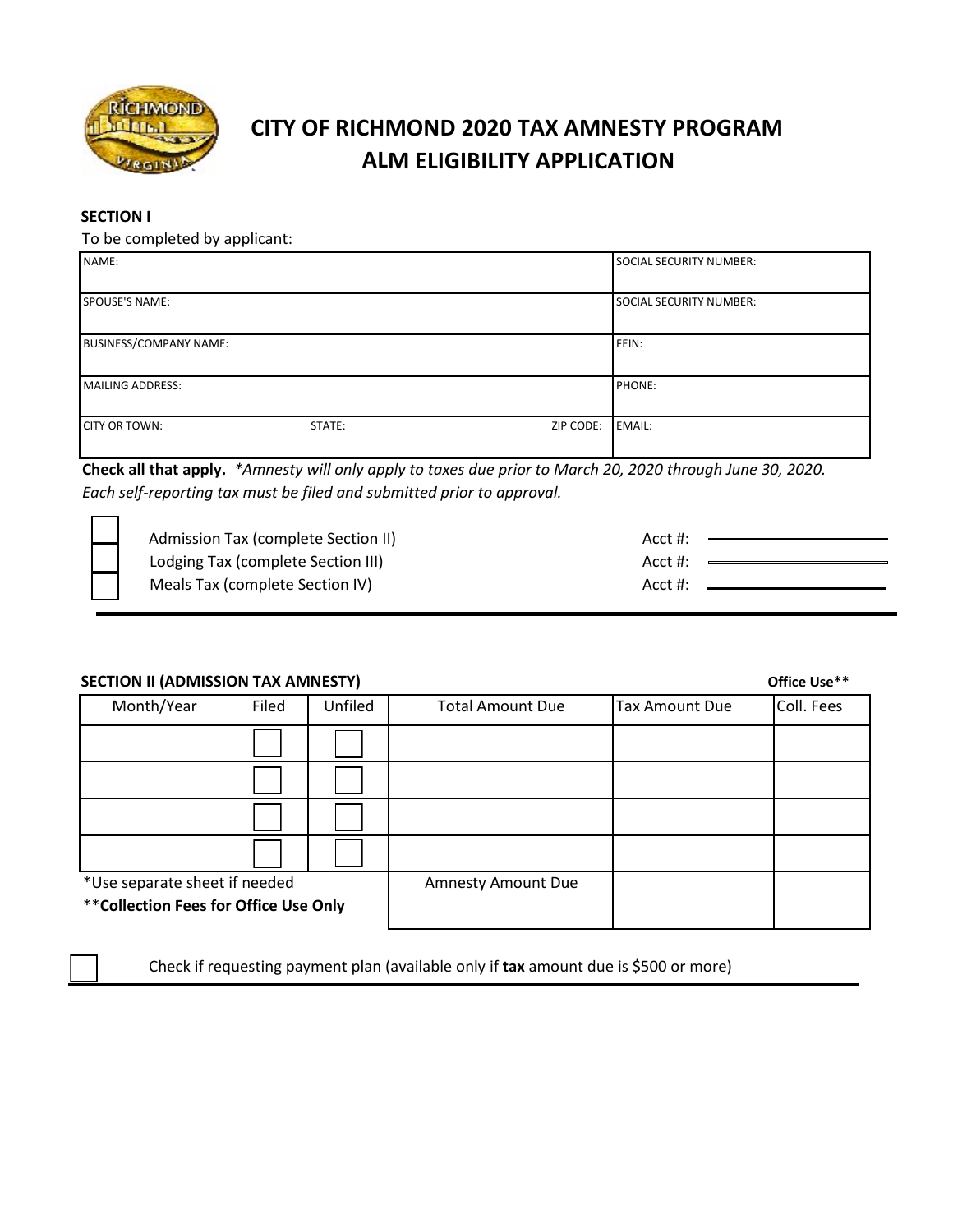# CITY OF RICHMOND 2020 TAX AMNESTY PROGRAM
# ALM ELIGIBILITY APPLICATION

**SECTION I**

To be completed by applicant:

| NAME: | | | SOCIAL SECURITY NUMBER: |
|---|---|---|---|
| SPOUSE'S NAME: | | | SOCIAL SECURITY NUMBER: |
| BUSINESS/COMPANY NAME: | | | FEIN: |
| MAILING ADDRESS: | | | PHONE: |
| CITY OR TOWN: | STATE: | ZIP CODE: | EMAIL: |

**Check all that apply.** *\*Amnesty will only apply to taxes due prior to March 20, 2020 through June 30, 2020. Each self-reporting tax must be filed and submitted prior to approval.*

- ☐ Admission Tax (complete Section II) Acct #: ____________
- ☐ Lodging Tax (complete Section III) Acct #: ____________
- ☐ Meals Tax (complete Section IV) Acct #: ____________

**SECTION II (ADMISSION TAX AMNESTY)**

| Month/Year | Filed | Unfiled | Total Amount Due | Tax Amount Due | Coll. Fees (**Office Use**\*\***) |
|---|---|---|---|---|---|
| | ☐ | ☐ | | | |
| | ☐ | ☐ | | | |
| | ☐ | ☐ | | | |
| | ☐ | ☐ | | | |
| \*Use separate sheet if needed<br>\*\***Collection Fees for Office Use Only** | | | Amnesty Amount Due | | |

☐ Check if requesting payment plan (available only if **tax** amount due is $500 or more)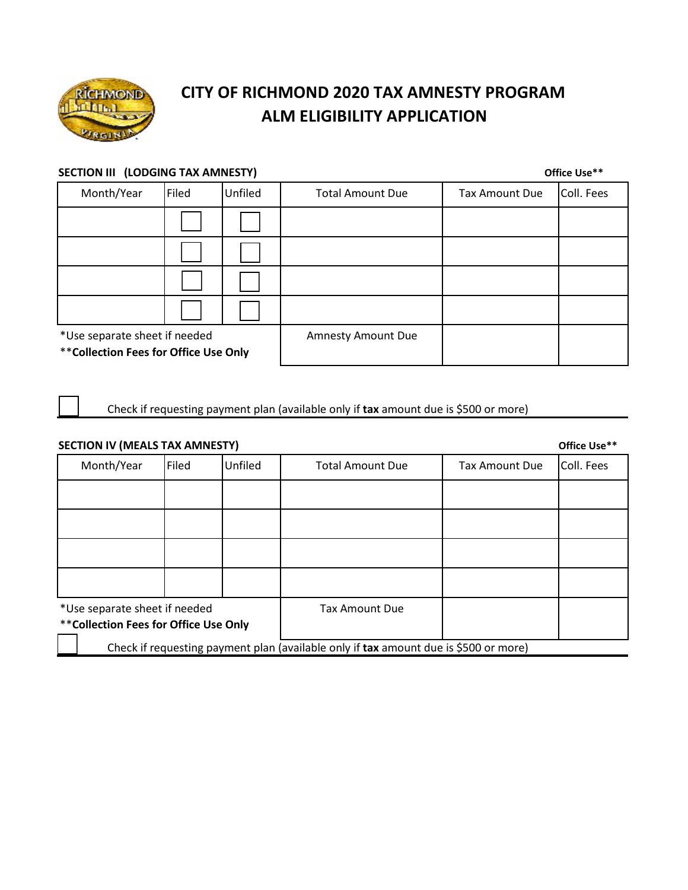# CITY OF RICHMOND 2020 TAX AMNESTY PROGRAM
# ALM ELIGIBILITY APPLICATION

**SECTION III (LODGING TAX AMNESTY)** **Office Use****

| Month/Year | Filed | Unfiled | Total Amount Due | Tax Amount Due | Coll. Fees |
|---|---|---|---|---|---|
| | ☐ | ☐ | | | |
| | ☐ | ☐ | | | |
| | ☐ | ☐ | | | |
| | ☐ | ☐ | | | |
| | | | Amnesty Amount Due | | |

*Use separate sheet if needed
****Collection Fees for Office Use Only**

☐ Check if requesting payment plan (available only if **tax** amount due is $500 or more)

**SECTION IV (MEALS TAX AMNESTY)** **Office Use****

| Month/Year | Filed | Unfiled | Total Amount Due | Tax Amount Due | Coll. Fees |
|---|---|---|---|---|---|
| | | | | | |
| | | | | | |
| | | | | | |
| | | | | | |
| | | | Tax Amount Due | | |

*Use separate sheet if needed
****Collection Fees for Office Use Only**

☐ Check if requesting payment plan (available only if **tax** amount due is $500 or more)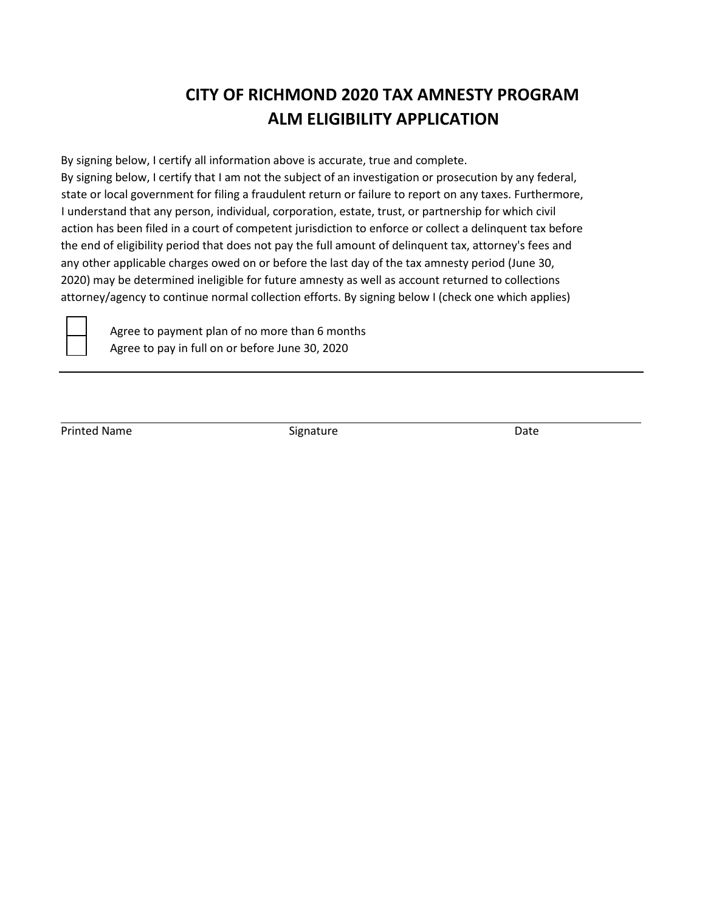# CITY OF RICHMOND 2020 TAX AMNESTY PROGRAM
# ALM ELIGIBILITY APPLICATION

By signing below, I certify all information above is accurate, true and complete.
By signing below, I certify that I am not the subject of an investigation or prosecution by any federal, state or local government for filing a fraudulent return or failure to report on any taxes. Furthermore, I understand that any person, individual, corporation, estate, trust, or partnership for which civil action has been filed in a court of competent jurisdiction to enforce or collect a delinquent tax before the end of eligibility period that does not pay the full amount of delinquent tax, attorney's fees and any other applicable charges owed on or before the last day of the tax amnesty period (June 30, 2020) may be determined ineligible for future amnesty as well as account returned to collections attorney/agency to continue normal collection efforts. By signing below I (check one which applies)

☐ Agree to payment plan of no more than 6 months
☐ Agree to pay in full on or before June 30, 2020

---

| Printed Name | Signature | Date |
|---|---|---|
| | | |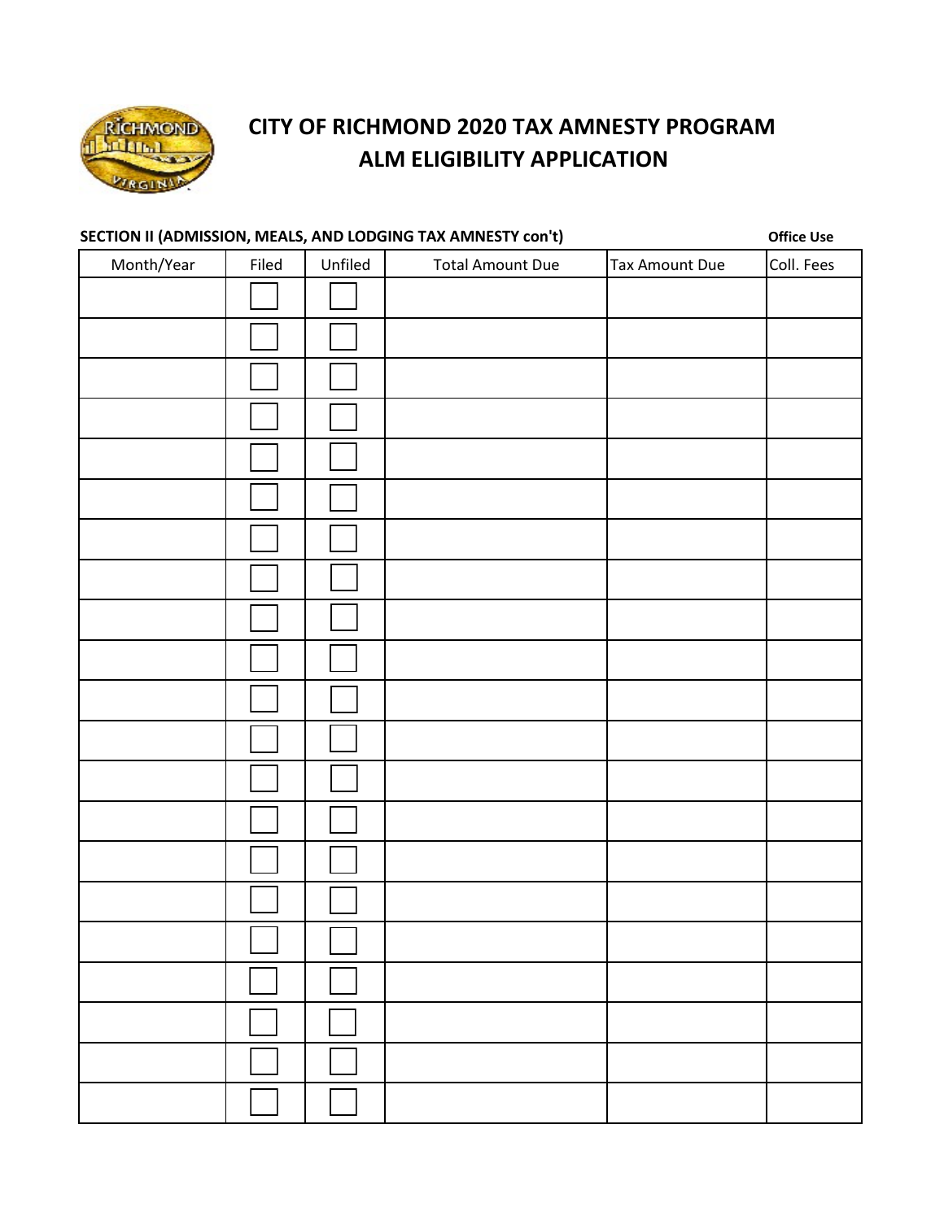# CITY OF RICHMOND 2020 TAX AMNESTY PROGRAM
## ALM ELIGIBILITY APPLICATION

**SECTION II (ADMISSION, MEALS, AND LODGING TAX AMNESTY con't)** **Office Use**

| Month/Year | Filed | Unfiled | Total Amount Due | Tax Amount Due | Coll. Fees |
|---|---|---|---|---|---|
| | ☐ | ☐ | | | |
| | ☐ | ☐ | | | |
| | ☐ | ☐ | | | |
| | ☐ | ☐ | | | |
| | ☐ | ☐ | | | |
| | ☐ | ☐ | | | |
| | ☐ | ☐ | | | |
| | ☐ | ☐ | | | |
| | ☐ | ☐ | | | |
| | ☐ | ☐ | | | |
| | ☐ | ☐ | | | |
| | ☐ | ☐ | | | |
| | ☐ | ☐ | | | |
| | ☐ | ☐ | | | |
| | ☐ | ☐ | | | |
| | ☐ | ☐ | | | |
| | ☐ | ☐ | | | |
| | ☐ | ☐ | | | |
| | ☐ | ☐ | | | |
| | ☐ | ☐ | | | |
| | ☐ | ☐ | | | |